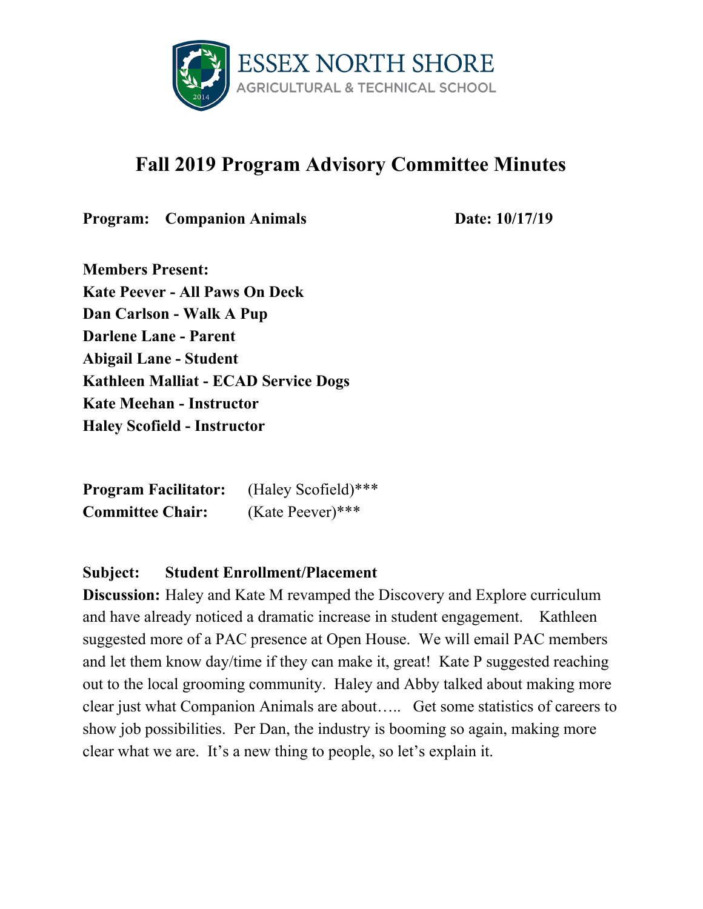ESSEX NORTH SHORE
AGRICULTURAL & TECHNICAL SCHOOL

# Fall 2019 Program Advisory Committee Minutes

**Program: Companion Animals** **Date: 10/17/19**

**Members Present:**
**Kate Peever - All Paws On Deck**
**Dan Carlson - Walk A Pup**
**Darlene Lane - Parent**
**Abigail Lane - Student**
**Kathleen Malliat - ECAD Service Dogs**
**Kate Meehan - Instructor**
**Haley Scofield - Instructor**

**Program Facilitator:** (Haley Scofield)***
**Committee Chair:** (Kate Peever)***

**Subject: Student Enrollment/Placement**
**Discussion:** Haley and Kate M revamped the Discovery and Explore curriculum and have already noticed a dramatic increase in student engagement. Kathleen suggested more of a PAC presence at Open House. We will email PAC members and let them know day/time if they can make it, great! Kate P suggested reaching out to the local grooming community. Haley and Abby talked about making more clear just what Companion Animals are about….. Get some statistics of careers to show job possibilities. Per Dan, the industry is booming so again, making more clear what we are. It's a new thing to people, so let's explain it.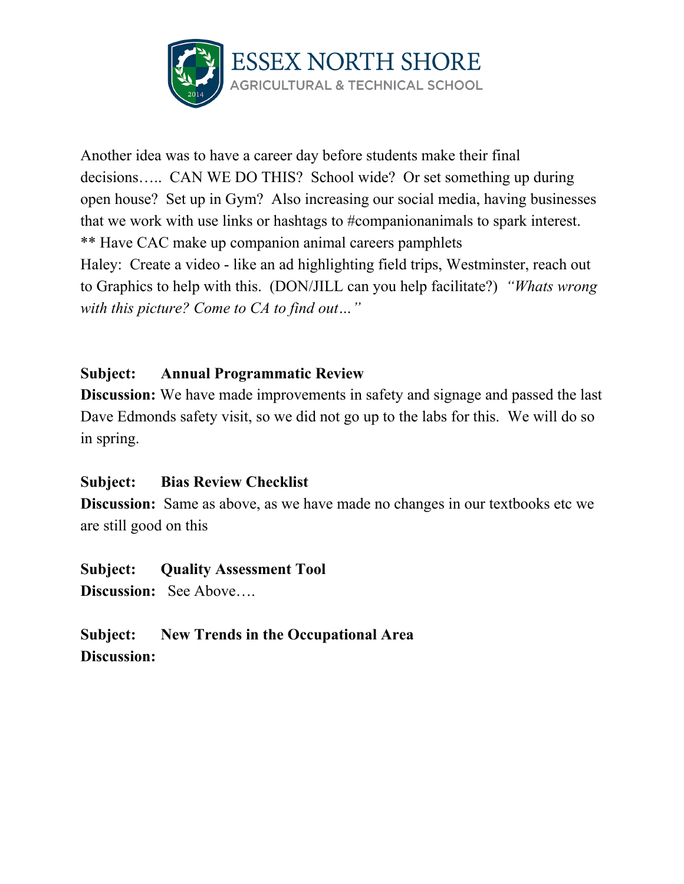Another idea was to have a career day before students make their final decisions….. CAN WE DO THIS? School wide? Or set something up during open house? Set up in Gym? Also increasing our social media, having businesses that we work with use links or hashtags to #companionanimals to spark interest.
** Have CAC make up companion animal careers pamphlets
Haley: Create a video - like an ad highlighting field trips, Westminster, reach out to Graphics to help with this. (DON/JILL can you help facilitate?) *"Whats wrong with this picture? Come to CA to find out…"*

**Subject: Annual Programmatic Review**
**Discussion:** We have made improvements in safety and signage and passed the last Dave Edmonds safety visit, so we did not go up to the labs for this. We will do so in spring.

**Subject: Bias Review Checklist**
**Discussion:** Same as above, as we have made no changes in our textbooks etc we are still good on this

**Subject: Quality Assessment Tool**
**Discussion:** See Above….

**Subject: New Trends in the Occupational Area**
**Discussion:**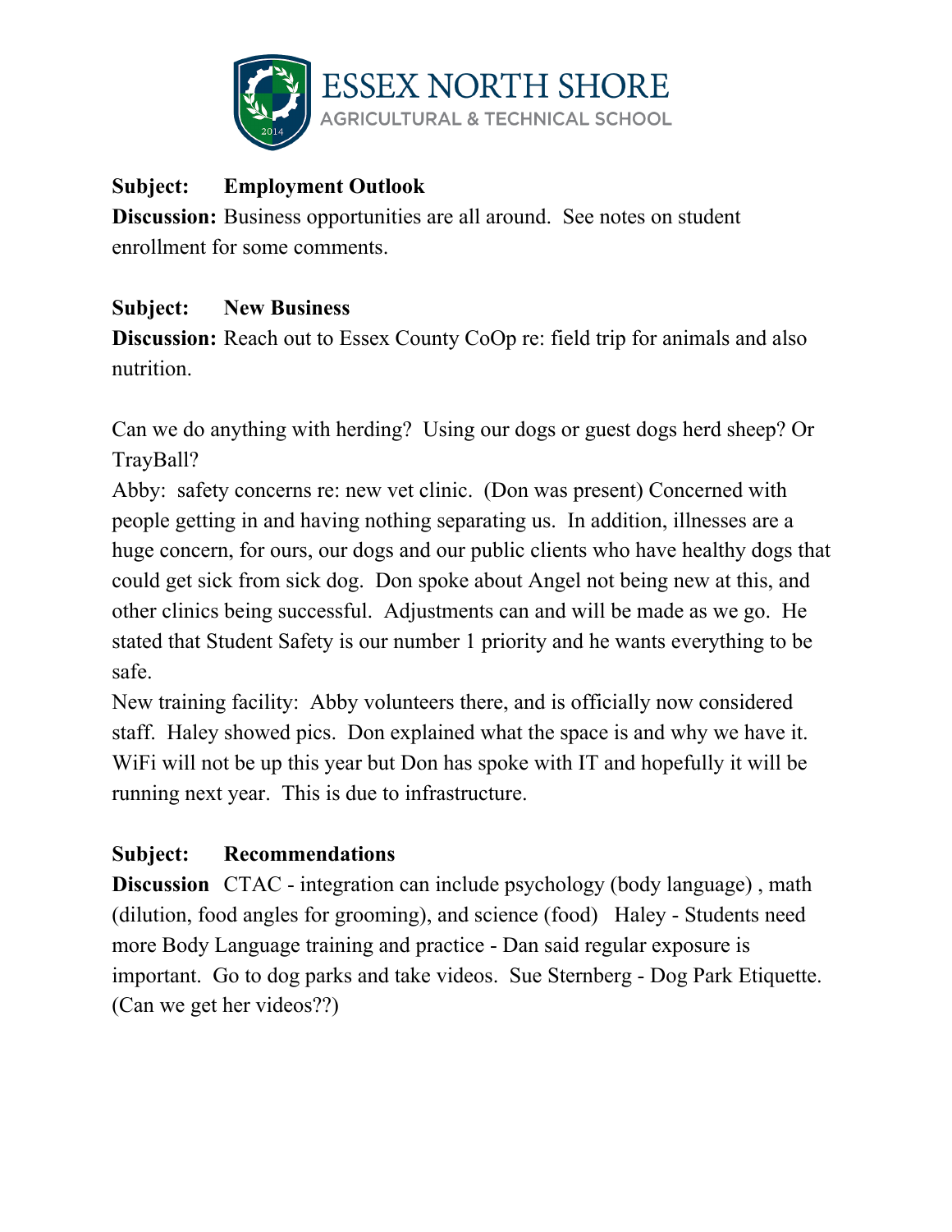**Subject: Employment Outlook**

**Discussion:** Business opportunities are all around. See notes on student enrollment for some comments.

**Subject: New Business**

**Discussion:** Reach out to Essex County CoOp re: field trip for animals and also nutrition.

Can we do anything with herding? Using our dogs or guest dogs herd sheep? Or TrayBall?

Abby: safety concerns re: new vet clinic. (Don was present) Concerned with people getting in and having nothing separating us. In addition, illnesses are a huge concern, for ours, our dogs and our public clients who have healthy dogs that could get sick from sick dog. Don spoke about Angel not being new at this, and other clinics being successful. Adjustments can and will be made as we go. He stated that Student Safety is our number 1 priority and he wants everything to be safe.

New training facility: Abby volunteers there, and is officially now considered staff. Haley showed pics. Don explained what the space is and why we have it. WiFi will not be up this year but Don has spoke with IT and hopefully it will be running next year. This is due to infrastructure.

**Subject: Recommendations**

**Discussion** CTAC - integration can include psychology (body language) , math (dilution, food angles for grooming), and science (food) Haley - Students need more Body Language training and practice - Dan said regular exposure is important. Go to dog parks and take videos. Sue Sternberg - Dog Park Etiquette. (Can we get her videos??)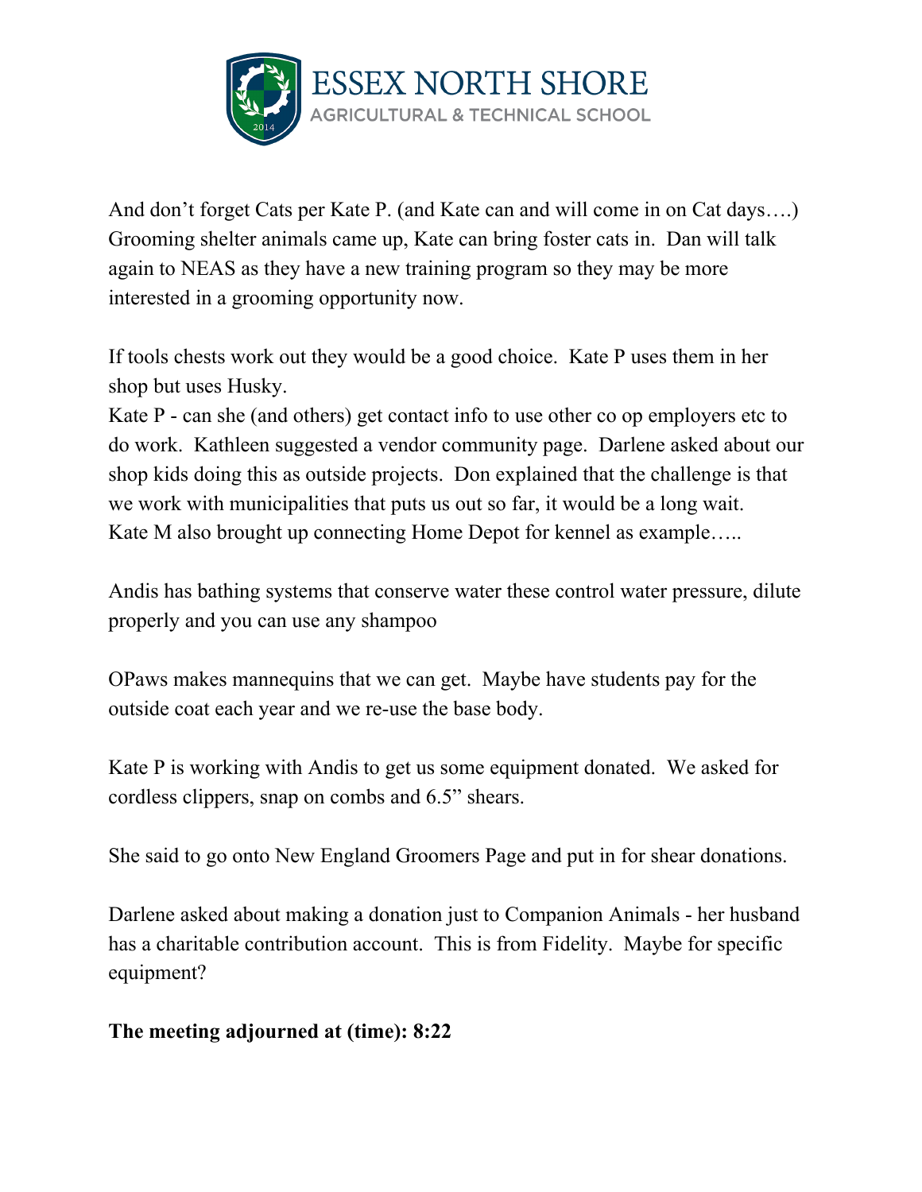And don't forget Cats per Kate P. (and Kate can and will come in on Cat days….) Grooming shelter animals came up, Kate can bring foster cats in. Dan will talk again to NEAS as they have a new training program so they may be more interested in a grooming opportunity now.

If tools chests work out they would be a good choice. Kate P uses them in her shop but uses Husky.
Kate P - can she (and others) get contact info to use other co op employers etc to do work. Kathleen suggested a vendor community page. Darlene asked about our shop kids doing this as outside projects. Don explained that the challenge is that we work with municipalities that puts us out so far, it would be a long wait. Kate M also brought up connecting Home Depot for kennel as example…..

Andis has bathing systems that conserve water these control water pressure, dilute properly and you can use any shampoo

OPaws makes mannequins that we can get. Maybe have students pay for the outside coat each year and we re-use the base body.

Kate P is working with Andis to get us some equipment donated. We asked for cordless clippers, snap on combs and 6.5" shears.

She said to go onto New England Groomers Page and put in for shear donations.

Darlene asked about making a donation just to Companion Animals - her husband has a charitable contribution account. This is from Fidelity. Maybe for specific equipment?

**The meeting adjourned at (time): 8:22**